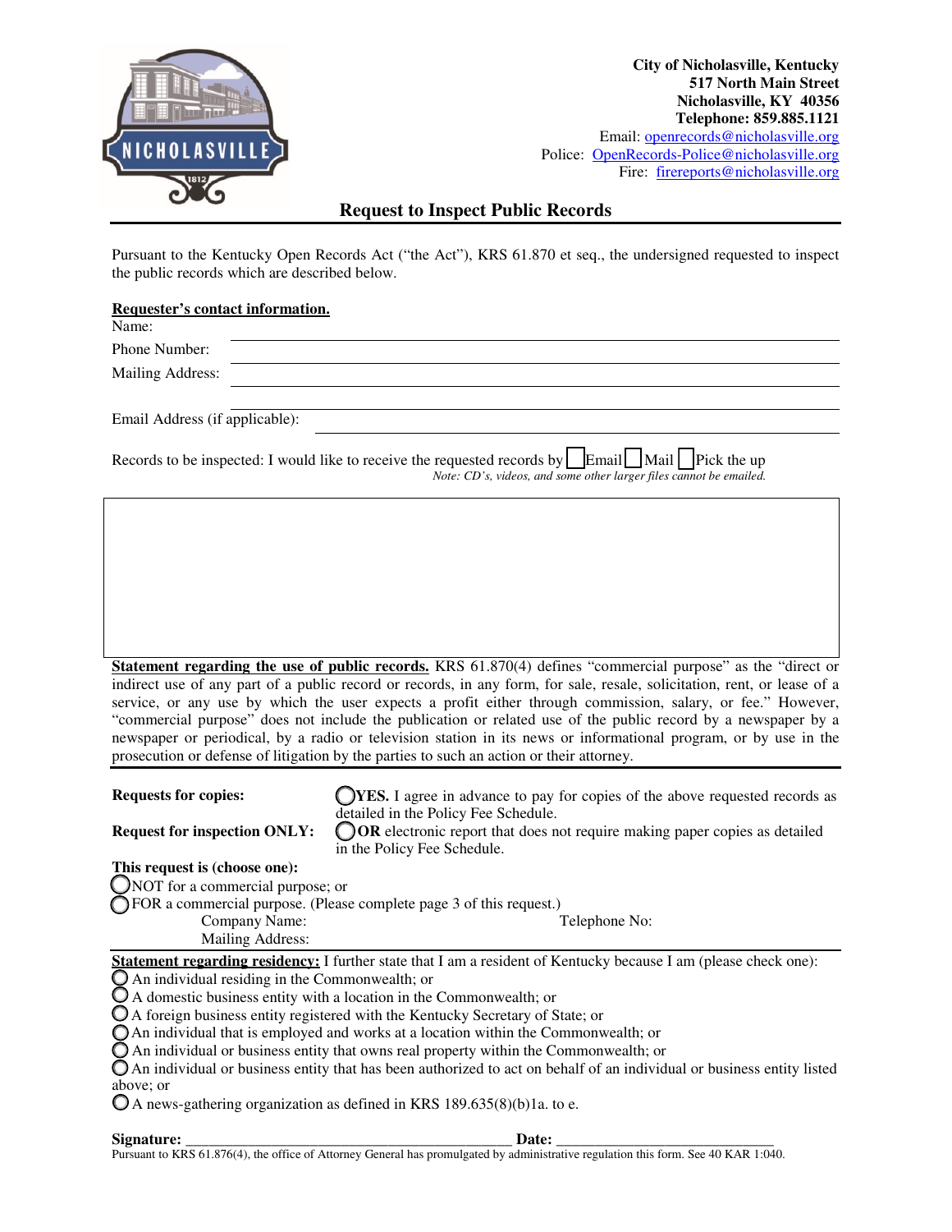**City of Nicholasville, Kentucky**
**517 North Main Street**
**Nicholasville, KY 40356**
**Telephone: 859.885.1121**
Email: openrecords@nicholasville.org
Police: OpenRecords-Police@nicholasville.org
Fire: firereports@nicholasville.org

## Request to Inspect Public Records

Pursuant to the Kentucky Open Records Act ("the Act"), KRS 61.870 et seq., the undersigned requested to inspect the public records which are described below.

**Requester's contact information.**

Name: ______________________________

Phone Number: ______________________________

Mailing Address: ______________________________

______________________________

Email Address (if applicable): ______________________________

Records to be inspected: I would like to receive the requested records by ☐ Email ☐ Mail ☐ Pick the up
*Note: CD's, videos, and some other larger files cannot be emailed.*

**Statement regarding the use of public records.** KRS 61.870(4) defines "commercial purpose" as the "direct or indirect use of any part of a public record or records, in any form, for sale, resale, solicitation, rent, or lease of a service, or any use by which the user expects a profit either through commission, salary, or fee." However, "commercial purpose" does not include the publication or related use of the public record by a newspaper by a newspaper or periodical, by a radio or television station in its news or informational program, or by use in the prosecution or defense of litigation by the parties to such an action or their attorney.

**Requests for copies:** ◯ **YES.** I agree in advance to pay for copies of the above requested records as detailed in the Policy Fee Schedule.

**Request for inspection ONLY:** ◯ **OR** electronic report that does not require making paper copies as detailed in the Policy Fee Schedule.

**This request is (choose one):**

◯ NOT for a commercial purpose; or

◯ FOR a commercial purpose. (Please complete page 3 of this request.)

Company Name: Telephone No:

Mailing Address:

**Statement regarding residency:** I further state that I am a resident of Kentucky because I am (please check one):

◯ An individual residing in the Commonwealth; or

◯ A domestic business entity with a location in the Commonwealth; or

◯ A foreign business entity registered with the Kentucky Secretary of State; or

◯ An individual that is employed and works at a location within the Commonwealth; or

◯ An individual or business entity that owns real property within the Commonwealth; or

◯ An individual or business entity that has been authorized to act on behalf of an individual or business entity listed above; or

◯ A news-gathering organization as defined in KRS 189.635(8)(b)1a. to e.

**Signature:** ____________________________________________ **Date:** ______________________________

Pursuant to KRS 61.876(4), the office of Attorney General has promulgated by administrative regulation this form. See 40 KAR 1:040.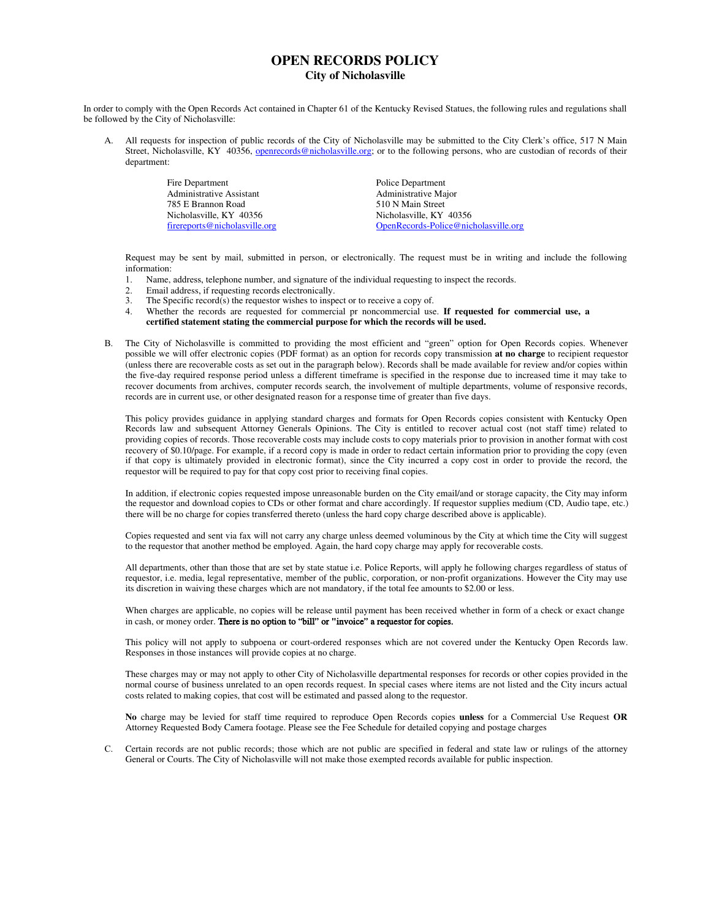# OPEN RECORDS POLICY

## City of Nicholasville

In order to comply with the Open Records Act contained in Chapter 61 of the Kentucky Revised Statues, the following rules and regulations shall be followed by the City of Nicholasville:

A. All requests for inspection of public records of the City of Nicholasville may be submitted to the City Clerk's office, 517 N Main Street, Nicholasville, KY 40356, openrecords@nicholasville.org; or to the following persons, who are custodian of records of their department:

Fire Department
Administrative Assistant
785 E Brannon Road
Nicholasville, KY 40356
firereports@nicholasville.org

Police Department
Administrative Major
510 N Main Street
Nicholasville, KY 40356
OpenRecords-Police@nicholasville.org

Request may be sent by mail, submitted in person, or electronically. The request must be in writing and include the following information:

1. Name, address, telephone number, and signature of the individual requesting to inspect the records.
2. Email address, if requesting records electronically.
3. The Specific record(s) the requestor wishes to inspect or to receive a copy of.
4. Whether the records are requested for commercial pr noncommercial use. **If requested for commercial use, a certified statement stating the commercial purpose for which the records will be used.**

B. The City of Nicholasville is committed to providing the most efficient and "green" option for Open Records copies. Whenever possible we will offer electronic copies (PDF format) as an option for records copy transmission **at no charge** to recipient requestor (unless there are recoverable costs as set out in the paragraph below). Records shall be made available for review and/or copies within the five-day required response period unless a different timeframe is specified in the response due to increased time it may take to recover documents from archives, computer records search, the involvement of multiple departments, volume of responsive records, records are in current use, or other designated reason for a response time of greater than five days.

This policy provides guidance in applying standard charges and formats for Open Records copies consistent with Kentucky Open Records law and subsequent Attorney Generals Opinions. The City is entitled to recover actual cost (not staff time) related to providing copies of records. Those recoverable costs may include costs to copy materials prior to provision in another format with cost recovery of $0.10/page. For example, if a record copy is made in order to redact certain information prior to providing the copy (even if that copy is ultimately provided in electronic format), since the City incurred a copy cost in order to provide the record, the requestor will be required to pay for that copy cost prior to receiving final copies.

In addition, if electronic copies requested impose unreasonable burden on the City email/and or storage capacity, the City may inform the requestor and download copies to CDs or other format and chare accordingly. If requestor supplies medium (CD, Audio tape, etc.) there will be no charge for copies transferred thereto (unless the hard copy charge described above is applicable).

Copies requested and sent via fax will not carry any charge unless deemed voluminous by the City at which time the City will suggest to the requestor that another method be employed. Again, the hard copy charge may apply for recoverable costs.

All departments, other than those that are set by state statue i.e. Police Reports, will apply he following charges regardless of status of requestor, i.e. media, legal representative, member of the public, corporation, or non-profit organizations. However the City may use its discretion in waiving these charges which are not mandatory, if the total fee amounts to $2.00 or less.

When charges are applicable, no copies will be release until payment has been received whether in form of a check or exact change in cash, or money order. **There is no option to "bill" or "invoice" a requestor for copies.**

This policy will not apply to subpoena or court-ordered responses which are not covered under the Kentucky Open Records law. Responses in those instances will provide copies at no charge.

These charges may or may not apply to other City of Nicholasville departmental responses for records or other copies provided in the normal course of business unrelated to an open records request. In special cases where items are not listed and the City incurs actual costs related to making copies, that cost will be estimated and passed along to the requestor.

**No** charge may be levied for staff time required to reproduce Open Records copies **unless** for a Commercial Use Request **OR** Attorney Requested Body Camera footage. Please see the Fee Schedule for detailed copying and postage charges

C. Certain records are not public records; those which are not public are specified in federal and state law or rulings of the attorney General or Courts. The City of Nicholasville will not make those exempted records available for public inspection.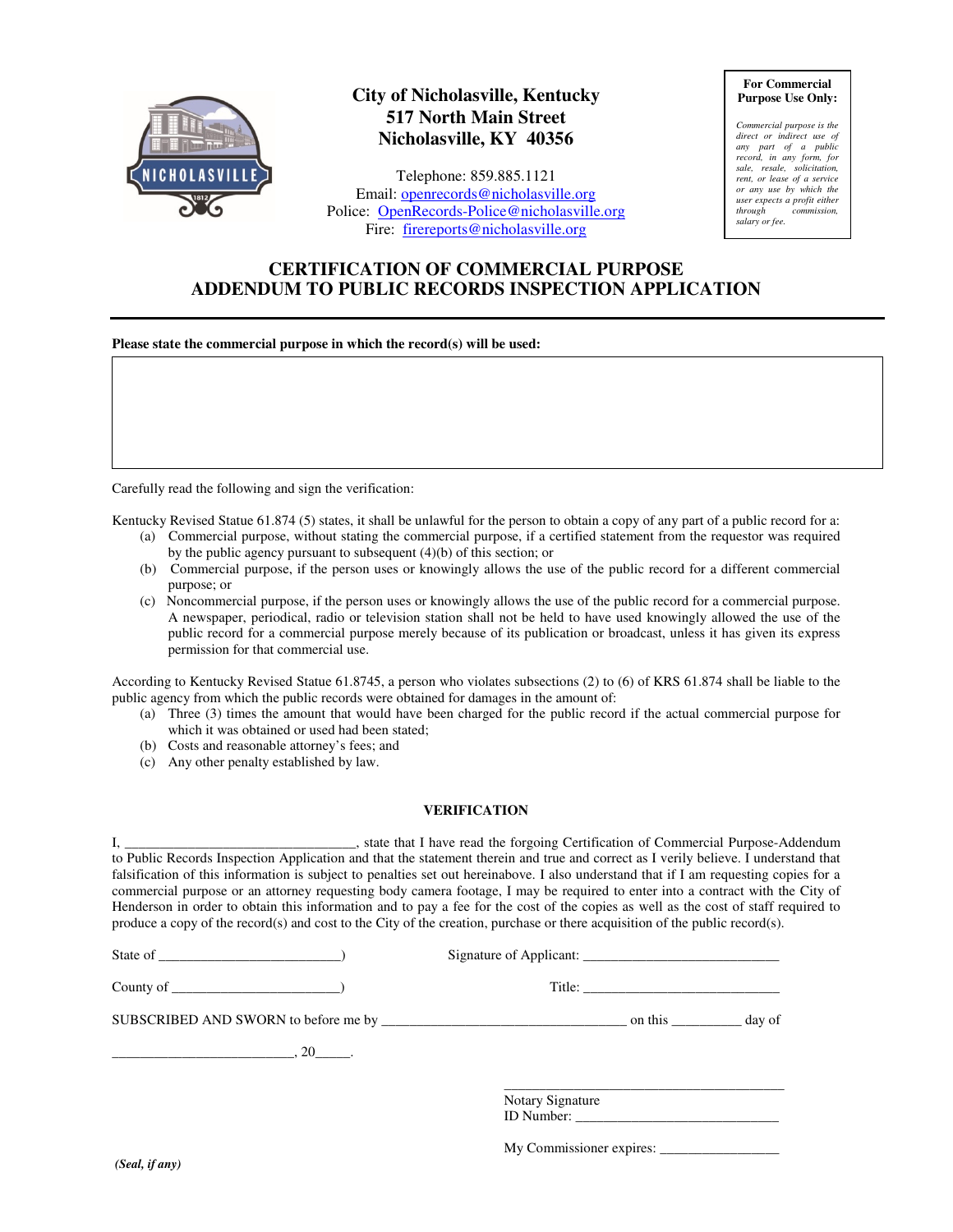# City of Nicholasville, Kentucky
**517 North Main Street**
**Nicholasville, KY 40356**

Telephone: 859.885.1121
Email: openrecords@nicholasville.org
Police: OpenRecords-Police@nicholasville.org
Fire: firereports@nicholasville.org

**For Commercial Purpose Use Only:**

*Commercial purpose is the direct or indirect use of any part of a public record, in any form, for sale, resale, solicitation, rent, or lease of a service or any use by which the user expects a profit either through commission, salary or fee.*

## CERTIFICATION OF COMMERCIAL PURPOSE
## ADDENDUM TO PUBLIC RECORDS INSPECTION APPLICATION

**Please state the commercial purpose in which the record(s) will be used:**

| |
|---|
| |

Carefully read the following and sign the verification:

Kentucky Revised Statue 61.874 (5) states, it shall be unlawful for the person to obtain a copy of any part of a public record for a:

(a) Commercial purpose, without stating the commercial purpose, if a certified statement from the requestor was required by the public agency pursuant to subsequent (4)(b) of this section; or
(b) Commercial purpose, if the person uses or knowingly allows the use of the public record for a different commercial purpose; or
(c) Noncommercial purpose, if the person uses or knowingly allows the use of the public record for a commercial purpose. A newspaper, periodical, radio or television station shall not be held to have used knowingly allowed the use of the public record for a commercial purpose merely because of its publication or broadcast, unless it has given its express permission for that commercial use.

According to Kentucky Revised Statue 61.8745, a person who violates subsections (2) to (6) of KRS 61.874 shall be liable to the public agency from which the public records were obtained for damages in the amount of:

(a) Three (3) times the amount that would have been charged for the public record if the actual commercial purpose for which it was obtained or used had been stated;
(b) Costs and reasonable attorney's fees; and
(c) Any other penalty established by law.

**VERIFICATION**

I, ________________________________, state that I have read the forgoing Certification of Commercial Purpose-Addendum to Public Records Inspection Application and that the statement therein and true and correct as I verily believe. I understand that falsification of this information is subject to penalties set out hereinabove. I also understand that if I am requesting copies for a commercial purpose or an attorney requesting body camera footage, I may be required to enter into a contract with the City of Henderson in order to obtain this information and to pay a fee for the cost of the copies as well as the cost of staff required to produce a copy of the record(s) and cost to the City of the creation, purchase or there acquisition of the public record(s).

State of _________________________)

County of _______________________)

Signature of Applicant: ___________________________

Title: ____________________________

SUBSCRIBED AND SWORN to before me by __________________________________ on this _________ day of _________________________, 20_____.

_________________________________________
Notary Signature
ID Number: _____________________________

My Commissioner expires: ________________

***(Seal, if any)***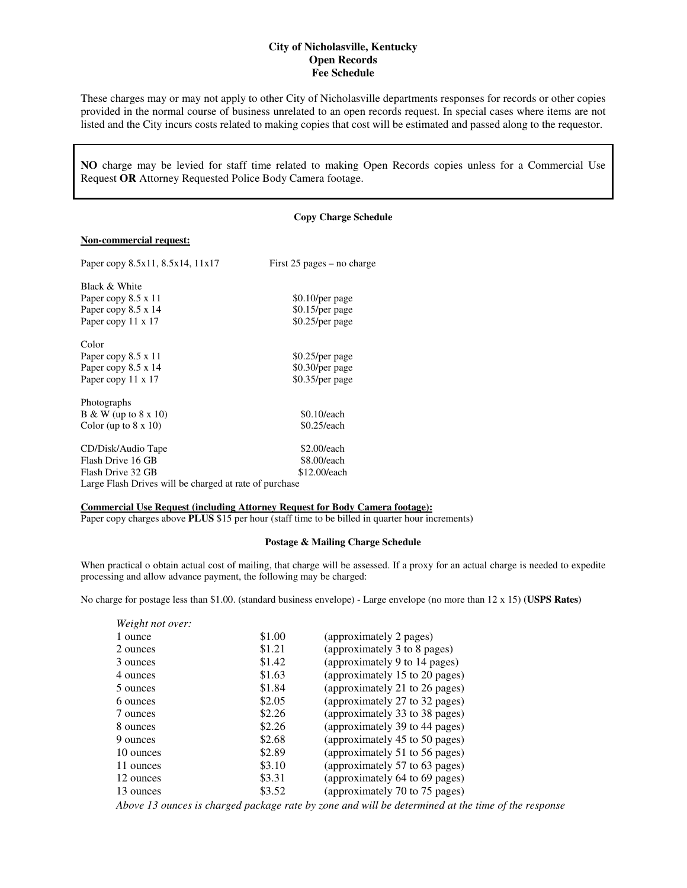# City of Nicholasville, Kentucky
# Open Records
# Fee Schedule

These charges may or may not apply to other City of Nicholasville departments responses for records or other copies provided in the normal course of business unrelated to an open records request. In special cases where items are not listed and the City incurs costs related to making copies that cost will be estimated and passed along to the requestor.

**NO** charge may be levied for staff time related to making Open Records copies unless for a Commercial Use Request **OR** Attorney Requested Police Body Camera footage.

### Copy Charge Schedule

**Non-commercial request:**

| | |
|---|---|
| Paper copy 8.5x11, 8.5x14, 11x17 | First 25 pages – no charge |
| **Black & White** | |
| Paper copy 8.5 x 11 | $0.10/per page |
| Paper copy 8.5 x 14 | $0.15/per page |
| Paper copy 11 x 17 | $0.25/per page |
| **Color** | |
| Paper copy 8.5 x 11 | $0.25/per page |
| Paper copy 8.5 x 14 | $0.30/per page |
| Paper copy 11 x 17 | $0.35/per page |
| **Photographs** | |
| B & W (up to 8 x 10) | $0.10/each |
| Color (up to 8 x 10) | $0.25/each |
| CD/Disk/Audio Tape | $2.00/each |
| Flash Drive 16 GB | $8.00/each |
| Flash Drive 32 GB | $12.00/each |

Large Flash Drives will be charged at rate of purchase

**Commercial Use Request (including Attorney Request for Body Camera footage):**
Paper copy charges above **PLUS** $15 per hour (staff time to be billed in quarter hour increments)

### Postage & Mailing Charge Schedule

When practical o obtain actual cost of mailing, that charge will be assessed. If a proxy for an actual charge is needed to expedite processing and allow advance payment, the following may be charged:

No charge for postage less than $1.00. (standard business envelope) - Large envelope (no more than 12 x 15) **(USPS Rates)**

| *Weight not over:* | | |
|---|---|---|
| 1 ounce | $1.00 | (approximately 2 pages) |
| 2 ounces | $1.21 | (approximately 3 to 8 pages) |
| 3 ounces | $1.42 | (approximately 9 to 14 pages) |
| 4 ounces | $1.63 | (approximately 15 to 20 pages) |
| 5 ounces | $1.84 | (approximately 21 to 26 pages) |
| 6 ounces | $2.05 | (approximately 27 to 32 pages) |
| 7 ounces | $2.26 | (approximately 33 to 38 pages) |
| 8 ounces | $2.26 | (approximately 39 to 44 pages) |
| 9 ounces | $2.68 | (approximately 45 to 50 pages) |
| 10 ounces | $2.89 | (approximately 51 to 56 pages) |
| 11 ounces | $3.10 | (approximately 57 to 63 pages) |
| 12 ounces | $3.31 | (approximately 64 to 69 pages) |
| 13 ounces | $3.52 | (approximately 70 to 75 pages) |

*Above 13 ounces is charged package rate by zone and will be determined at the time of the response*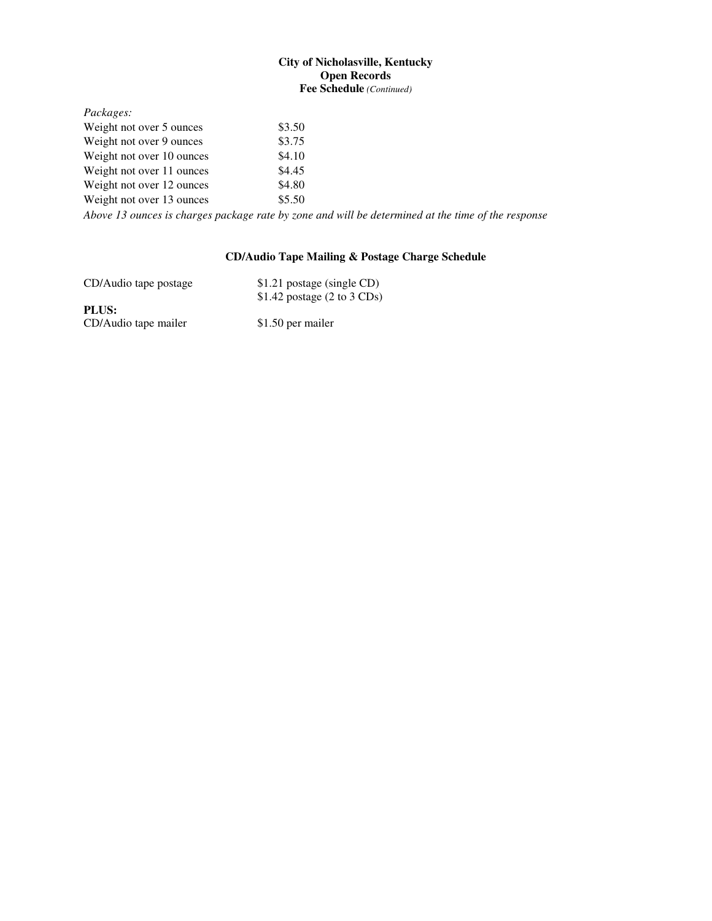**City of Nicholasville, Kentucky**
**Open Records**
**Fee Schedule** *(Continued)*

*Packages:*

| | |
|---|---|
| Weight not over 5 ounces | \$3.50 |
| Weight not over 9 ounces | \$3.75 |
| Weight not over 10 ounces | \$4.10 |
| Weight not over 11 ounces | \$4.45 |
| Weight not over 12 ounces | \$4.80 |
| Weight not over 13 ounces | \$5.50 |

*Above 13 ounces is charges package rate by zone and will be determined at the time of the response*

## CD/Audio Tape Mailing & Postage Charge Schedule

| | |
|---|---|
| CD/Audio tape postage | \$1.21 postage (single CD) |
| | \$1.42 postage (2 to 3 CDs) |
| **PLUS:** | |
| CD/Audio tape mailer | \$1.50 per mailer |